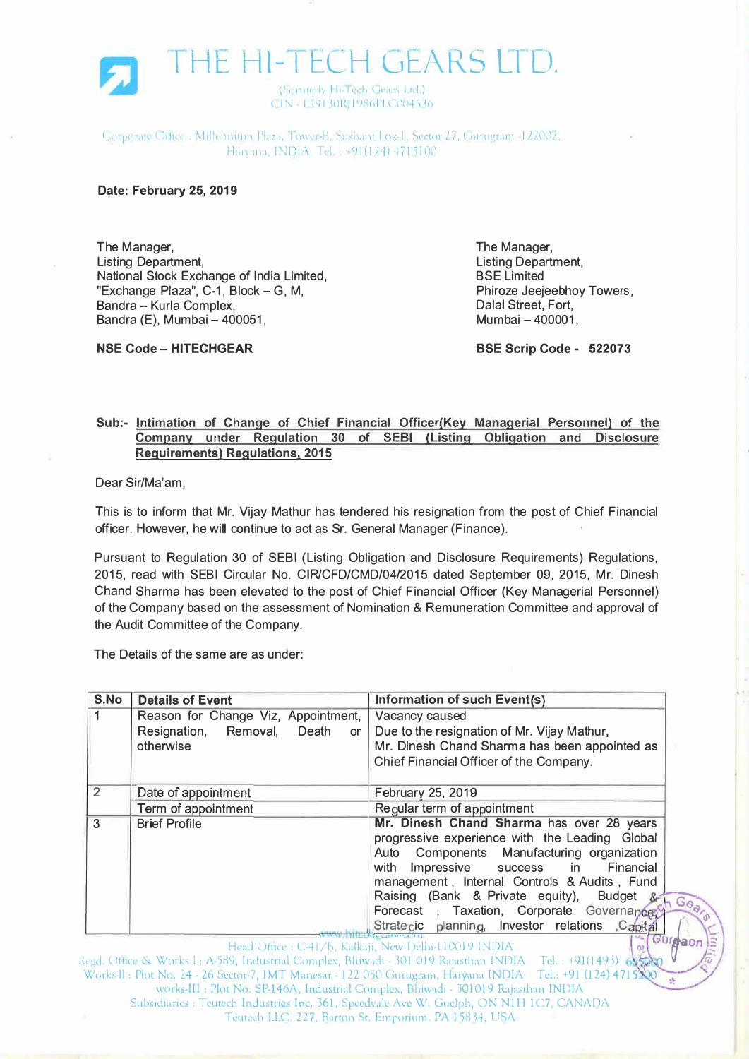# THE HI-TECH GEARS LTD.

(Formerly Hi-Tech Gears Ltd.)
CIN - L29130RJ1986PLC004536

Corporate Office : Millennium Plaza, Tower-B, Sushant Lok-I, Sector-27, Gurugram -122002, Haryana, INDIA. Tel. : +91(124) 4715100

**Date: February 25, 2019**

The Manager,
Listing Department,
National Stock Exchange of India Limited,
"Exchange Plaza", C-1, Block – G, M,
Bandra – Kurla Complex,
Bandra (E), Mumbai – 400051,

**NSE Code – HITECHGEAR**

The Manager,
Listing Department,
BSE Limited
Phiroze Jeejeebhoy Towers,
Dalal Street, Fort,
Mumbai – 400001,

**BSE Scrip Code - 522073**

**Sub:- Intimation of Change of Chief Financial Officer(Key Managerial Personnel) of the Company under Regulation 30 of SEBI (Listing Obligation and Disclosure Requirements) Regulations, 2015**

Dear Sir/Ma'am,

This is to inform that Mr. Vijay Mathur has tendered his resignation from the post of Chief Financial officer. However, he will continue to act as Sr. General Manager (Finance).

Pursuant to Regulation 30 of SEBI (Listing Obligation and Disclosure Requirements) Regulations, 2015, read with SEBI Circular No. CIR/CFD/CMD/04/2015 dated September 09, 2015, Mr. Dinesh Chand Sharma has been elevated to the post of Chief Financial Officer (Key Managerial Personnel) of the Company based on the assessment of Nomination & Remuneration Committee and approval of the Audit Committee of the Company.

The Details of the same are as under:

| S.No | Details of Event | Information of such Event(s) |
|---|---|---|
| 1 | Reason for Change Viz, Appointment, Resignation, Removal, Death or otherwise | Vacancy caused<br>Due to the resignation of Mr. Vijay Mathur,<br>Mr. Dinesh Chand Sharma has been appointed as Chief Financial Officer of the Company. |
| 2 | Date of appointment | February 25, 2019 |
| | Term of appointment | Regular term of appointment |
| 3 | Brief Profile | **Mr. Dinesh Chand Sharma** has over 28 years progressive experience with the Leading Global Auto Components Manufacturing organization with Impressive success in Financial management , Internal Controls & Audits , Fund Raising (Bank & Private equity), Budget & Forecast , Taxation, Corporate Governance, Strategic planning, Investor relations ,Capital |

Head Office : C-41/B, Kalkaji, New Delhi-110019 INDIA
Regd. Office & Works I : A-589, Industrial Complex, Bhiwadi - 301 019 Rajasthan INDIA Tel. : +91(1493) 665000
Works-II : Plot No. 24 - 26 Sector-7, IMT Manesar - 122 050 Gurugram, Haryana INDIA Tel.: +91 (124) 4715200
works-III : Plot No. SP-146A, Industrial Complex, Bhiwadi - 301019 Rajasthan INDIA
Subsidiaries : Teutech Industries Inc. 361, Speedvale Ave W. Guelph, ON N1H 1C7, CANADA
Teutech LLC. 227, Barton St. Emporium. PA 15834, USA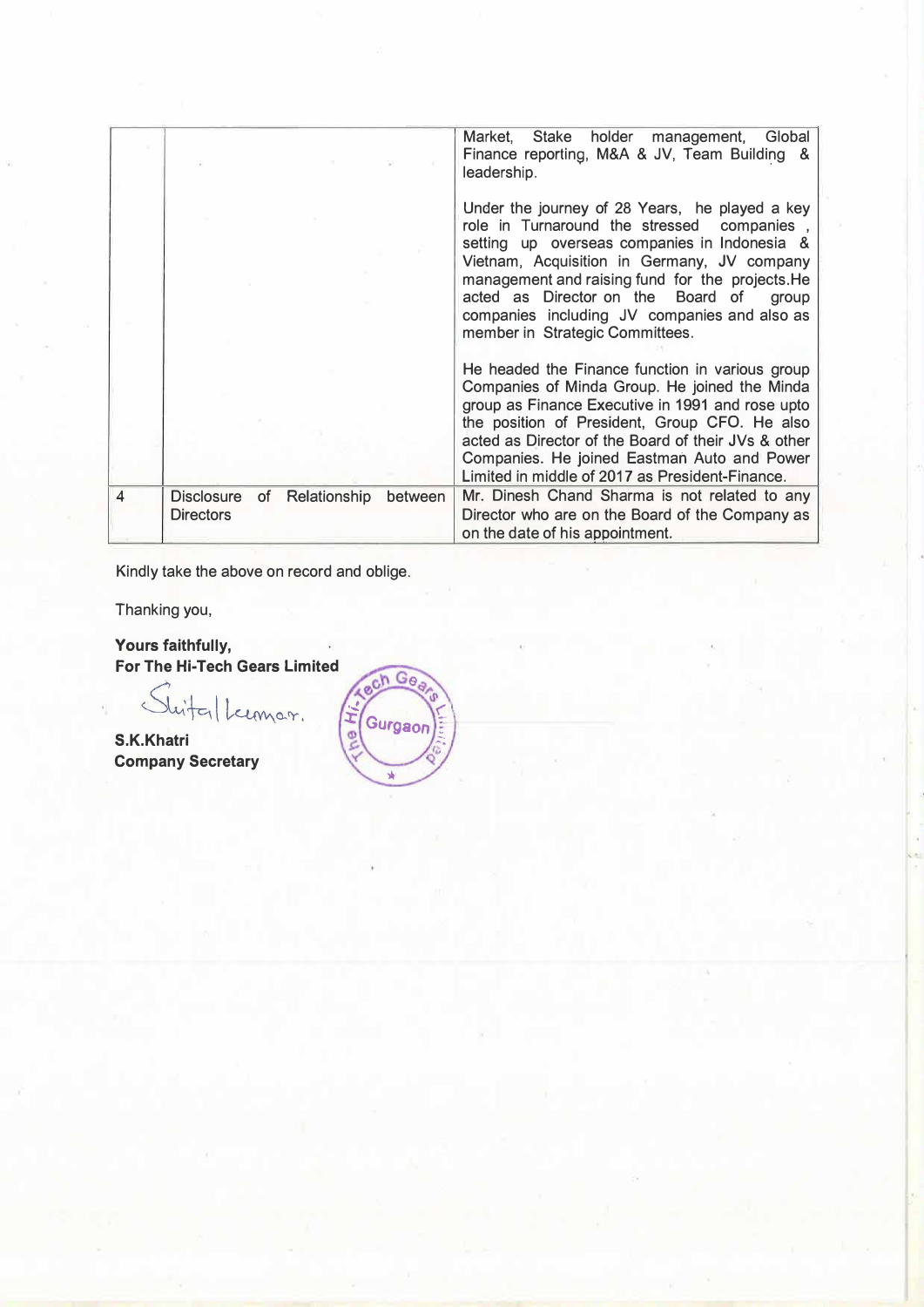| | | |
|---|---|---|
| | | Market, Stake holder management, Global Finance reporting, M&A & JV, Team Building & leadership.<br><br>Under the journey of 28 Years, he played a key role in Turnaround the stressed companies , setting up overseas companies in Indonesia & Vietnam, Acquisition in Germany, JV company management and raising fund for the projects.He acted as Director on the Board of group companies including JV companies and also as member in Strategic Committees.<br><br>He headed the Finance function in various group Companies of Minda Group. He joined the Minda group as Finance Executive in 1991 and rose upto the position of President, Group CFO. He also acted as Director of the Board of their JVs & other Companies. He joined Eastman Auto and Power Limited in middle of 2017 as President-Finance. |
| 4 | Disclosure of Relationship between Directors | Mr. Dinesh Chand Sharma is not related to any Director who are on the Board of the Company as on the date of his appointment. |

Kindly take the above on record and oblige.

Thanking you,

**Yours faithfully,**
**For The Hi-Tech Gears Limited**

Shital Kumar.

**S.K.Khatri**
**Company Secretary**